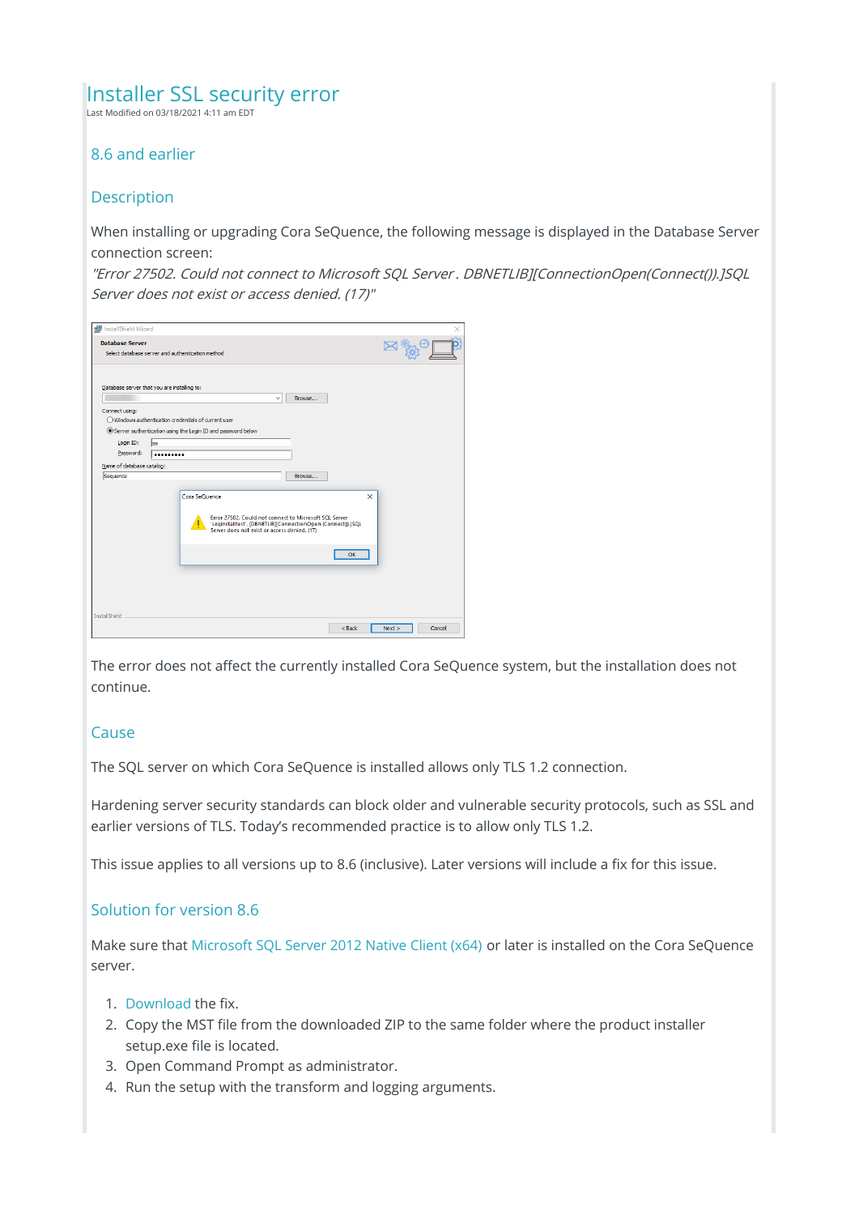# Installer SSL security error

Last Modified on 03/18/2021 4:11 am EDT

## 8.6 and earlier

## Description

When installing or upgrading Cora SeQuence, the following message is displayed in the Database Server connection screen:

*"Error 27502. Could not connect to Microsoft SQL Server . DBNETLIB][ConnectionOpen(Connect()).]SQL Server does not exist or access denied. (17)"*

The error does not affect the currently installed Cora SeQuence system, but the installation does not continue.

## Cause

The SQL server on which Cora SeQuence is installed allows only TLS 1.2 connection.

Hardening server security standards can block older and vulnerable security protocols, such as SSL and earlier versions of TLS. Today's recommended practice is to allow only TLS 1.2.

This issue applies to all versions up to 8.6 (inclusive). Later versions will include a fix for this issue.

## Solution for version 8.6

Make sure that Microsoft SQL Server 2012 Native Client (x64) or later is installed on the Cora SeQuence server.

1. Download the fix.
2. Copy the MST file from the downloaded ZIP to the same folder where the product installer setup.exe file is located.
3. Open Command Prompt as administrator.
4. Run the setup with the transform and logging arguments.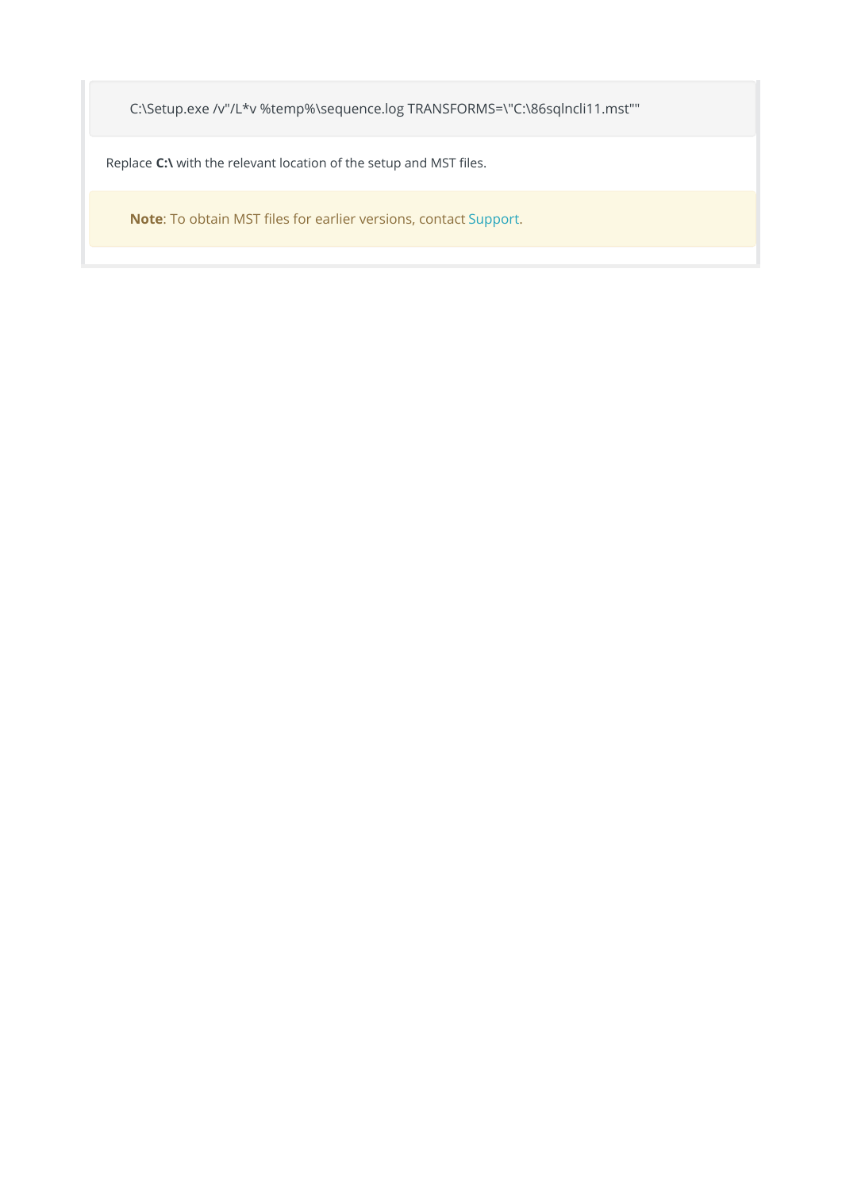```
C:\Setup.exe /v"/L*v %temp%\sequence.log TRANSFORMS=\"C:\86sqlncli11.mst""
```

Replace **C:\** with the relevant location of the setup and MST files.

> **Note**: To obtain MST files for earlier versions, contact Support.